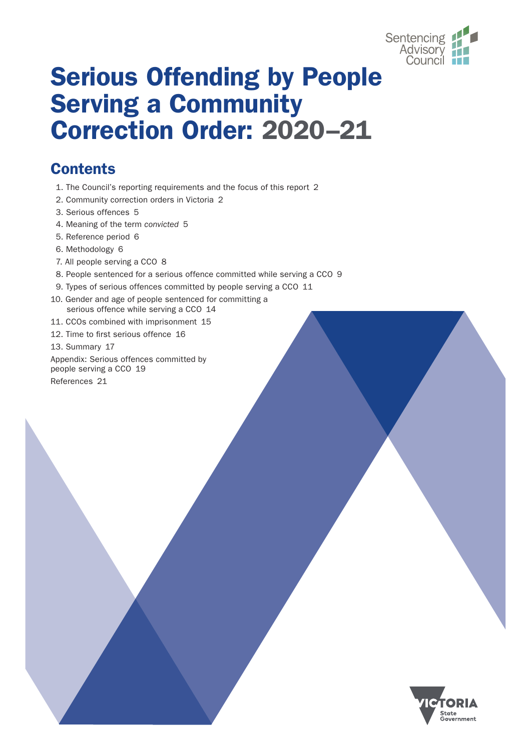Sentencing Advisory Council

# Serious Offending by People Serving a Community Correction Order: 2020–21

## Contents

1. The Council's reporting requirements and the focus of this report 2
2. Community correction orders in Victoria 2
3. Serious offences 5
4. Meaning of the term *convicted* 5
5. Reference period 6
6. Methodology 6
7. All people serving a CCO 8
8. People sentenced for a serious offence committed while serving a CCO 9
9. Types of serious offences committed by people serving a CCO 11
10. Gender and age of people sentenced for committing a serious offence while serving a CCO 14
11. CCOs combined with imprisonment 15
12. Time to first serious offence 16
13. Summary 17

Appendix: Serious offences committed by people serving a CCO 19

References 21

VICTORIA State Government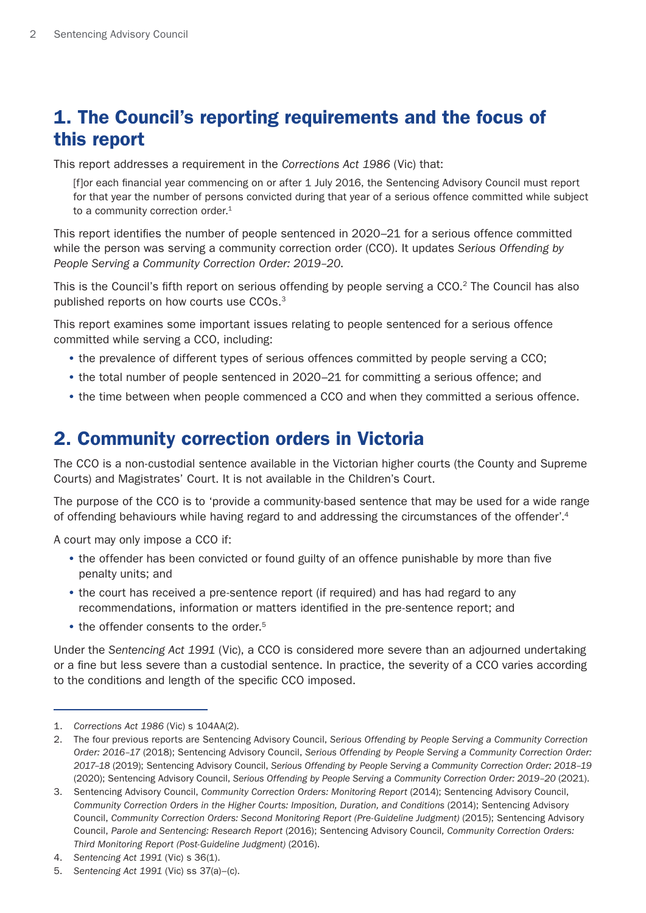## 1. The Council's reporting requirements and the focus of this report

This report addresses a requirement in the *Corrections Act 1986* (Vic) that:

> [f]or each financial year commencing on or after 1 July 2016, the Sentencing Advisory Council must report for that year the number of persons convicted during that year of a serious offence committed while subject to a community correction order.[1]

This report identifies the number of people sentenced in 2020–21 for a serious offence committed while the person was serving a community correction order (CCO). It updates *Serious Offending by People Serving a Community Correction Order: 2019–20*.

This is the Council's fifth report on serious offending by people serving a CCO.[2] The Council has also published reports on how courts use CCOs.[3]

This report examines some important issues relating to people sentenced for a serious offence committed while serving a CCO, including:

- the prevalence of different types of serious offences committed by people serving a CCO;
- the total number of people sentenced in 2020–21 for committing a serious offence; and
- the time between when people commenced a CCO and when they committed a serious offence.

## 2. Community correction orders in Victoria

The CCO is a non-custodial sentence available in the Victorian higher courts (the County and Supreme Courts) and Magistrates' Court. It is not available in the Children's Court.

The purpose of the CCO is to 'provide a community-based sentence that may be used for a wide range of offending behaviours while having regard to and addressing the circumstances of the offender'.[4]

A court may only impose a CCO if:

- the offender has been convicted or found guilty of an offence punishable by more than five penalty units; and
- the court has received a pre-sentence report (if required) and has had regard to any recommendations, information or matters identified in the pre-sentence report; and
- the offender consents to the order.[5]

Under the *Sentencing Act 1991* (Vic), a CCO is considered more severe than an adjourned undertaking or a fine but less severe than a custodial sentence. In practice, the severity of a CCO varies according to the conditions and length of the specific CCO imposed.

---

1. *Corrections Act 1986* (Vic) s 104AA(2).
2. The four previous reports are Sentencing Advisory Council, *Serious Offending by People Serving a Community Correction Order: 2016–17* (2018); Sentencing Advisory Council, *Serious Offending by People Serving a Community Correction Order: 2017–18* (2019); Sentencing Advisory Council, *Serious Offending by People Serving a Community Correction Order: 2018–19* (2020); Sentencing Advisory Council, *Serious Offending by People Serving a Community Correction Order: 2019–20* (2021).
3. Sentencing Advisory Council, *Community Correction Orders: Monitoring Report* (2014); Sentencing Advisory Council, *Community Correction Orders in the Higher Courts: Imposition, Duration, and Conditions* (2014); Sentencing Advisory Council, *Community Correction Orders: Second Monitoring Report (Pre-Guideline Judgment)* (2015); Sentencing Advisory Council, *Parole and Sentencing: Research Report* (2016); Sentencing Advisory Council, *Community Correction Orders: Third Monitoring Report (Post-Guideline Judgment)* (2016).
4. *Sentencing Act 1991* (Vic) s 36(1).
5. *Sentencing Act 1991* (Vic) ss 37(a)–(c).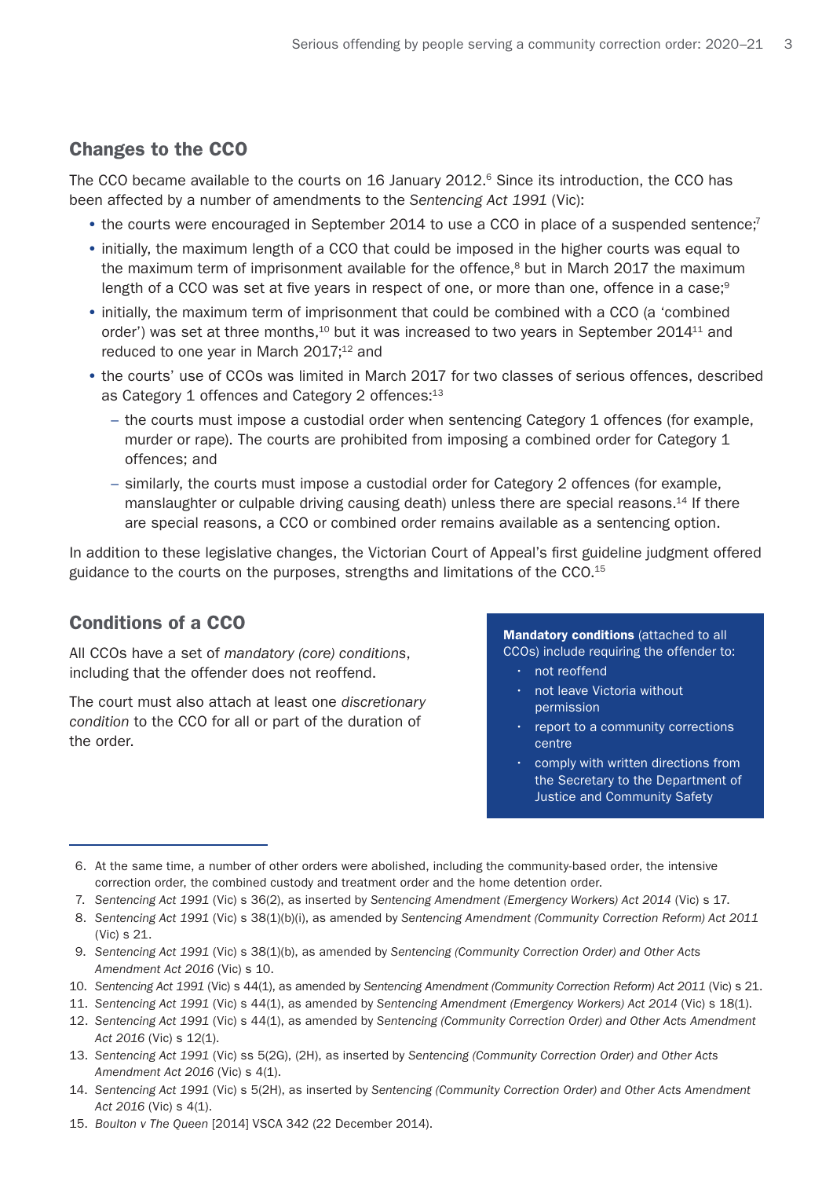## Changes to the CCO

The CCO became available to the courts on 16 January 2012.[6] Since its introduction, the CCO has been affected by a number of amendments to the *Sentencing Act 1991* (Vic):

- the courts were encouraged in September 2014 to use a CCO in place of a suspended sentence;[7]
- initially, the maximum length of a CCO that could be imposed in the higher courts was equal to the maximum term of imprisonment available for the offence,[8] but in March 2017 the maximum length of a CCO was set at five years in respect of one, or more than one, offence in a case;[9]
- initially, the maximum term of imprisonment that could be combined with a CCO (a 'combined order') was set at three months,[10] but it was increased to two years in September 2014[11] and reduced to one year in March 2017;[12] and
- the courts' use of CCOs was limited in March 2017 for two classes of serious offences, described as Category 1 offences and Category 2 offences:[13]
  - the courts must impose a custodial order when sentencing Category 1 offences (for example, murder or rape). The courts are prohibited from imposing a combined order for Category 1 offences; and
  - similarly, the courts must impose a custodial order for Category 2 offences (for example, manslaughter or culpable driving causing death) unless there are special reasons.[14] If there are special reasons, a CCO or combined order remains available as a sentencing option.

In addition to these legislative changes, the Victorian Court of Appeal's first guideline judgment offered guidance to the courts on the purposes, strengths and limitations of the CCO.[15]

## Conditions of a CCO

All CCOs have a set of *mandatory (core) conditions*, including that the offender does not reoffend.

The court must also attach at least one *discretionary condition* to the CCO for all or part of the duration of the order.

**Mandatory conditions** (attached to all CCOs) include requiring the offender to:

- not reoffend
- not leave Victoria without permission
- report to a community corrections centre
- comply with written directions from the Secretary to the Department of Justice and Community Safety

---

6. At the same time, a number of other orders were abolished, including the community-based order, the intensive correction order, the combined custody and treatment order and the home detention order.
7. *Sentencing Act 1991* (Vic) s 36(2), as inserted by *Sentencing Amendment (Emergency Workers) Act 2014* (Vic) s 17.
8. *Sentencing Act 1991* (Vic) s 38(1)(b)(i), as amended by *Sentencing Amendment (Community Correction Reform) Act 2011* (Vic) s 21.
9. *Sentencing Act 1991* (Vic) s 38(1)(b), as amended by *Sentencing (Community Correction Order) and Other Acts Amendment Act 2016* (Vic) s 10.
10. *Sentencing Act 1991* (Vic) s 44(1), as amended by *Sentencing Amendment (Community Correction Reform) Act 2011* (Vic) s 21.
11. *Sentencing Act 1991* (Vic) s 44(1), as amended by *Sentencing Amendment (Emergency Workers) Act 2014* (Vic) s 18(1).
12. *Sentencing Act 1991* (Vic) s 44(1), as amended by *Sentencing (Community Correction Order) and Other Acts Amendment Act 2016* (Vic) s 12(1).
13. *Sentencing Act 1991* (Vic) ss 5(2G), (2H), as inserted by *Sentencing (Community Correction Order) and Other Acts Amendment Act 2016* (Vic) s 4(1).
14. *Sentencing Act 1991* (Vic) s 5(2H), as inserted by *Sentencing (Community Correction Order) and Other Acts Amendment Act 2016* (Vic) s 4(1).
15. *Boulton v The Queen* [2014] VSCA 342 (22 December 2014).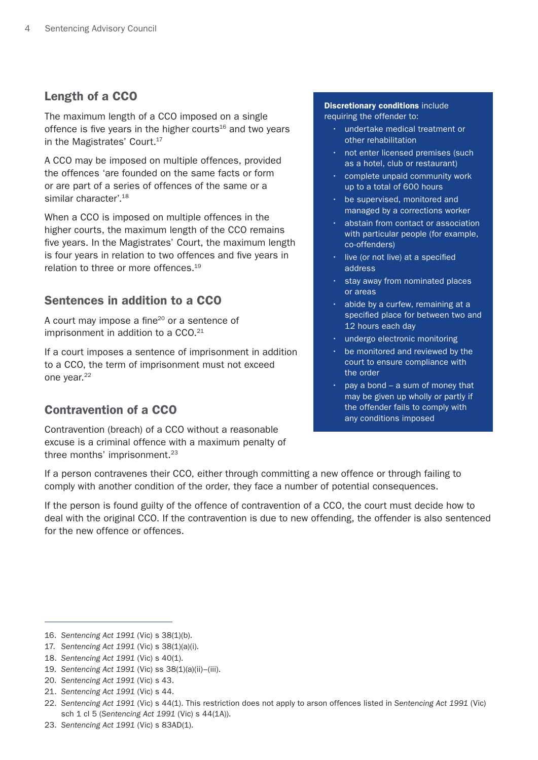## Length of a CCO

The maximum length of a CCO imposed on a single offence is five years in the higher courts[16] and two years in the Magistrates' Court.[17]

A CCO may be imposed on multiple offences, provided the offences 'are founded on the same facts or form or are part of a series of offences of the same or a similar character'.[18]

When a CCO is imposed on multiple offences in the higher courts, the maximum length of the CCO remains five years. In the Magistrates' Court, the maximum length is four years in relation to two offences and five years in relation to three or more offences.[19]

## Sentences in addition to a CCO

A court may impose a fine[20] or a sentence of imprisonment in addition to a CCO.[21]

If a court imposes a sentence of imprisonment in addition to a CCO, the term of imprisonment must not exceed one year.[22]

## Contravention of a CCO

Contravention (breach) of a CCO without a reasonable excuse is a criminal offence with a maximum penalty of three months' imprisonment.[23]

If a person contravenes their CCO, either through committing a new offence or through failing to comply with another condition of the order, they face a number of potential consequences.

If the person is found guilty of the offence of contravention of a CCO, the court must decide how to deal with the original CCO. If the contravention is due to new offending, the offender is also sentenced for the new offence or offences.

**Discretionary conditions** include requiring the offender to:

- undertake medical treatment or other rehabilitation
- not enter licensed premises (such as a hotel, club or restaurant)
- complete unpaid community work up to a total of 600 hours
- be supervised, monitored and managed by a corrections worker
- abstain from contact or association with particular people (for example, co-offenders)
- live (or not live) at a specified address
- stay away from nominated places or areas
- abide by a curfew, remaining at a specified place for between two and 12 hours each day
- undergo electronic monitoring
- be monitored and reviewed by the court to ensure compliance with the order
- pay a bond – a sum of money that may be given up wholly or partly if the offender fails to comply with any conditions imposed

---

16. *Sentencing Act 1991* (Vic) s 38(1)(b).
17. *Sentencing Act 1991* (Vic) s 38(1)(a)(i).
18. *Sentencing Act 1991* (Vic) s 40(1).
19. *Sentencing Act 1991* (Vic) ss 38(1)(a)(ii)–(iii).
20. *Sentencing Act 1991* (Vic) s 43.
21. *Sentencing Act 1991* (Vic) s 44.
22. *Sentencing Act 1991* (Vic) s 44(1). This restriction does not apply to arson offences listed in *Sentencing Act 1991* (Vic) sch 1 cl 5 (*Sentencing Act 1991* (Vic) s 44(1A)).
23. *Sentencing Act 1991* (Vic) s 83AD(1).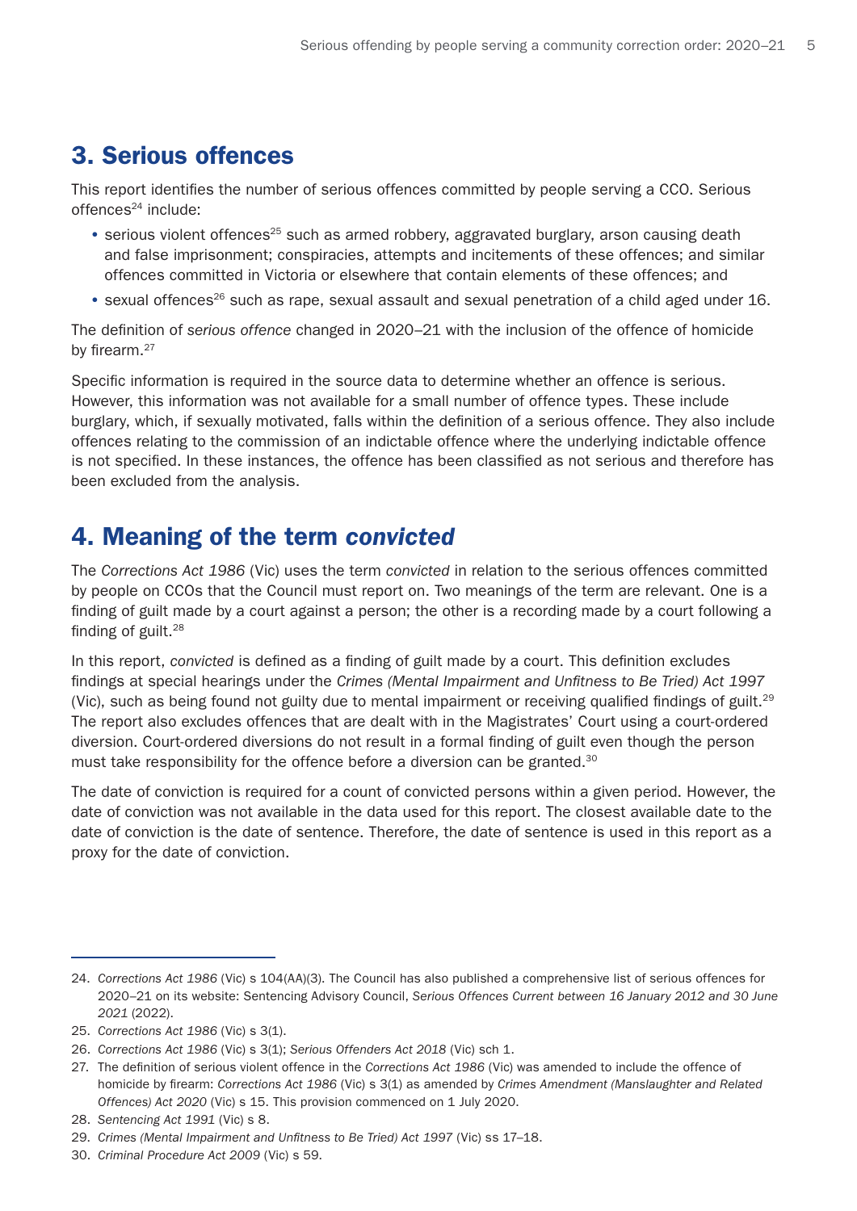## 3. Serious offences

This report identifies the number of serious offences committed by people serving a CCO. Serious offences[24] include:

- serious violent offences[25] such as armed robbery, aggravated burglary, arson causing death and false imprisonment; conspiracies, attempts and incitements of these offences; and similar offences committed in Victoria or elsewhere that contain elements of these offences; and
- sexual offences[26] such as rape, sexual assault and sexual penetration of a child aged under 16.

The definition of *serious offence* changed in 2020–21 with the inclusion of the offence of homicide by firearm.[27]

Specific information is required in the source data to determine whether an offence is serious. However, this information was not available for a small number of offence types. These include burglary, which, if sexually motivated, falls within the definition of a serious offence. They also include offences relating to the commission of an indictable offence where the underlying indictable offence is not specified. In these instances, the offence has been classified as not serious and therefore has been excluded from the analysis.

## 4. Meaning of the term *convicted*

The *Corrections Act 1986* (Vic) uses the term *convicted* in relation to the serious offences committed by people on CCOs that the Council must report on. Two meanings of the term are relevant. One is a finding of guilt made by a court against a person; the other is a recording made by a court following a finding of guilt.[28]

In this report, *convicted* is defined as a finding of guilt made by a court. This definition excludes findings at special hearings under the *Crimes (Mental Impairment and Unfitness to Be Tried) Act 1997* (Vic), such as being found not guilty due to mental impairment or receiving qualified findings of guilt.[29] The report also excludes offences that are dealt with in the Magistrates' Court using a court-ordered diversion. Court-ordered diversions do not result in a formal finding of guilt even though the person must take responsibility for the offence before a diversion can be granted.[30]

The date of conviction is required for a count of convicted persons within a given period. However, the date of conviction was not available in the data used for this report. The closest available date to the date of conviction is the date of sentence. Therefore, the date of sentence is used in this report as a proxy for the date of conviction.

---

24. *Corrections Act 1986* (Vic) s 104(AA)(3). The Council has also published a comprehensive list of serious offences for 2020–21 on its website: Sentencing Advisory Council, *Serious Offences Current between 16 January 2012 and 30 June 2021* (2022).
25. *Corrections Act 1986* (Vic) s 3(1).
26. *Corrections Act 1986* (Vic) s 3(1); *Serious Offenders Act 2018* (Vic) sch 1.
27. The definition of serious violent offence in the *Corrections Act 1986* (Vic) was amended to include the offence of homicide by firearm: *Corrections Act 1986* (Vic) s 3(1) as amended by *Crimes Amendment (Manslaughter and Related Offences) Act 2020* (Vic) s 15. This provision commenced on 1 July 2020.
28. *Sentencing Act 1991* (Vic) s 8.
29. *Crimes (Mental Impairment and Unfitness to Be Tried) Act 1997* (Vic) ss 17–18.
30. *Criminal Procedure Act 2009* (Vic) s 59.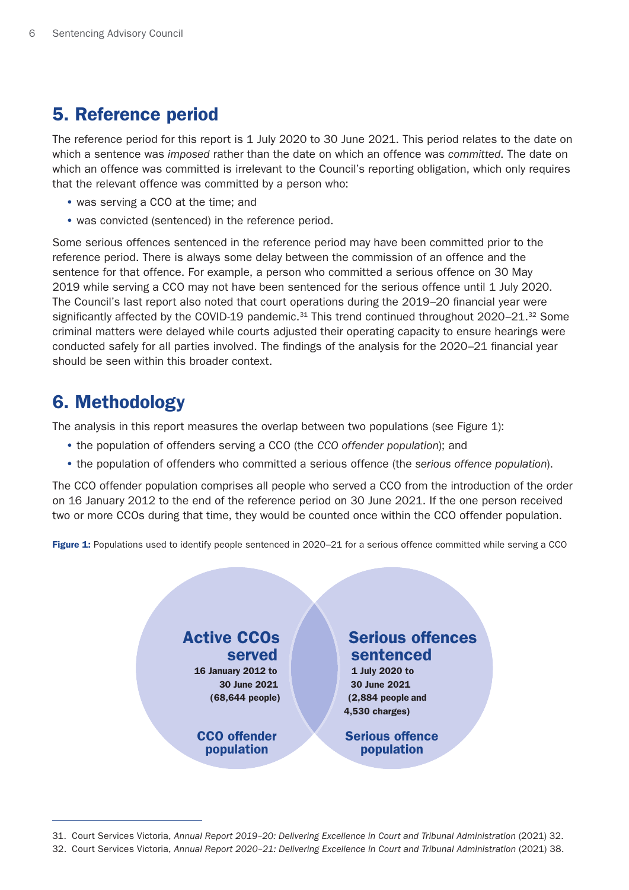## 5. Reference period

The reference period for this report is 1 July 2020 to 30 June 2021. This period relates to the date on which a sentence was *imposed* rather than the date on which an offence was *committed*. The date on which an offence was committed is irrelevant to the Council's reporting obligation, which only requires that the relevant offence was committed by a person who:

- was serving a CCO at the time; and
- was convicted (sentenced) in the reference period.

Some serious offences sentenced in the reference period may have been committed prior to the reference period. There is always some delay between the commission of an offence and the sentence for that offence. For example, a person who committed a serious offence on 30 May 2019 while serving a CCO may not have been sentenced for the serious offence until 1 July 2020. The Council's last report also noted that court operations during the 2019–20 financial year were significantly affected by the COVID-19 pandemic.[31] This trend continued throughout 2020–21.[32] Some criminal matters were delayed while courts adjusted their operating capacity to ensure hearings were conducted safely for all parties involved. The findings of the analysis for the 2020–21 financial year should be seen within this broader context.

## 6. Methodology

The analysis in this report measures the overlap between two populations (see Figure 1):

- the population of offenders serving a CCO (the *CCO offender population*); and
- the population of offenders who committed a serious offence (the *serious offence population*).

The CCO offender population comprises all people who served a CCO from the introduction of the order on 16 January 2012 to the end of the reference period on 30 June 2021. If the one person received two or more CCOs during that time, they would be counted once within the CCO offender population.

**Figure 1:** Populations used to identify people sentenced in 2020–21 for a serious offence committed while serving a CCO

**Active CCOs served**
16 January 2012 to 30 June 2021 (68,644 people)
**CCO offender population**

**Serious offences sentenced**
1 July 2020 to 30 June 2021 (2,884 people and 4,530 charges)
**Serious offence population**

---

31. Court Services Victoria, *Annual Report 2019–20: Delivering Excellence in Court and Tribunal Administration* (2021) 32.
32. Court Services Victoria, *Annual Report 2020–21: Delivering Excellence in Court and Tribunal Administration* (2021) 38.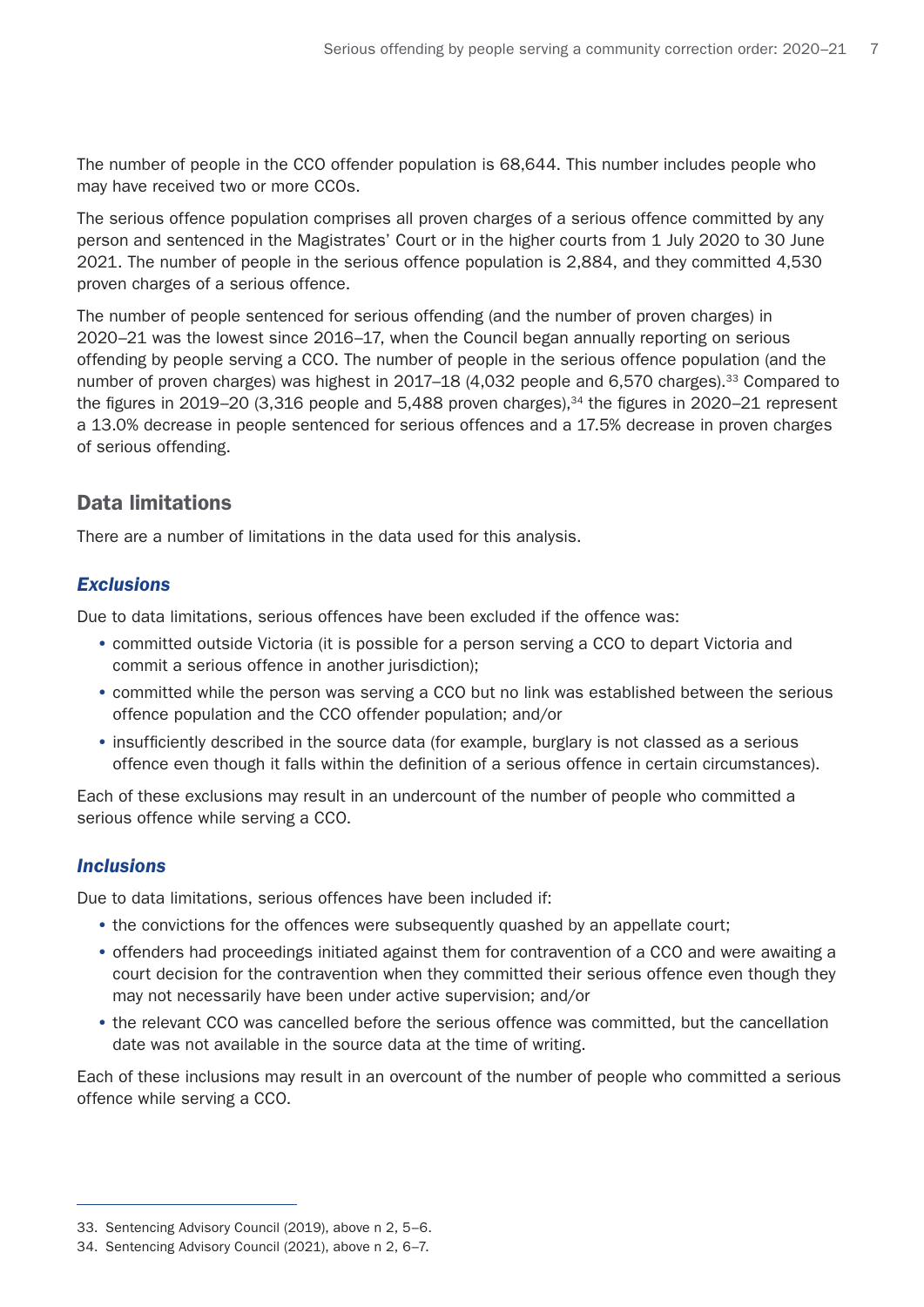The number of people in the CCO offender population is 68,644. This number includes people who may have received two or more CCOs.

The serious offence population comprises all proven charges of a serious offence committed by any person and sentenced in the Magistrates' Court or in the higher courts from 1 July 2020 to 30 June 2021. The number of people in the serious offence population is 2,884, and they committed 4,530 proven charges of a serious offence.

The number of people sentenced for serious offending (and the number of proven charges) in 2020–21 was the lowest since 2016–17, when the Council began annually reporting on serious offending by people serving a CCO. The number of people in the serious offence population (and the number of proven charges) was highest in 2017–18 (4,032 people and 6,570 charges).[33] Compared to the figures in 2019–20 (3,316 people and 5,488 proven charges),[34] the figures in 2020–21 represent a 13.0% decrease in people sentenced for serious offences and a 17.5% decrease in proven charges of serious offending.

## Data limitations

There are a number of limitations in the data used for this analysis.

### *Exclusions*

Due to data limitations, serious offences have been excluded if the offence was:

- committed outside Victoria (it is possible for a person serving a CCO to depart Victoria and commit a serious offence in another jurisdiction);
- committed while the person was serving a CCO but no link was established between the serious offence population and the CCO offender population; and/or
- insufficiently described in the source data (for example, burglary is not classed as a serious offence even though it falls within the definition of a serious offence in certain circumstances).

Each of these exclusions may result in an undercount of the number of people who committed a serious offence while serving a CCO.

### *Inclusions*

Due to data limitations, serious offences have been included if:

- the convictions for the offences were subsequently quashed by an appellate court;
- offenders had proceedings initiated against them for contravention of a CCO and were awaiting a court decision for the contravention when they committed their serious offence even though they may not necessarily have been under active supervision; and/or
- the relevant CCO was cancelled before the serious offence was committed, but the cancellation date was not available in the source data at the time of writing.

Each of these inclusions may result in an overcount of the number of people who committed a serious offence while serving a CCO.

---

33. Sentencing Advisory Council (2019), above n 2, 5–6.
34. Sentencing Advisory Council (2021), above n 2, 6–7.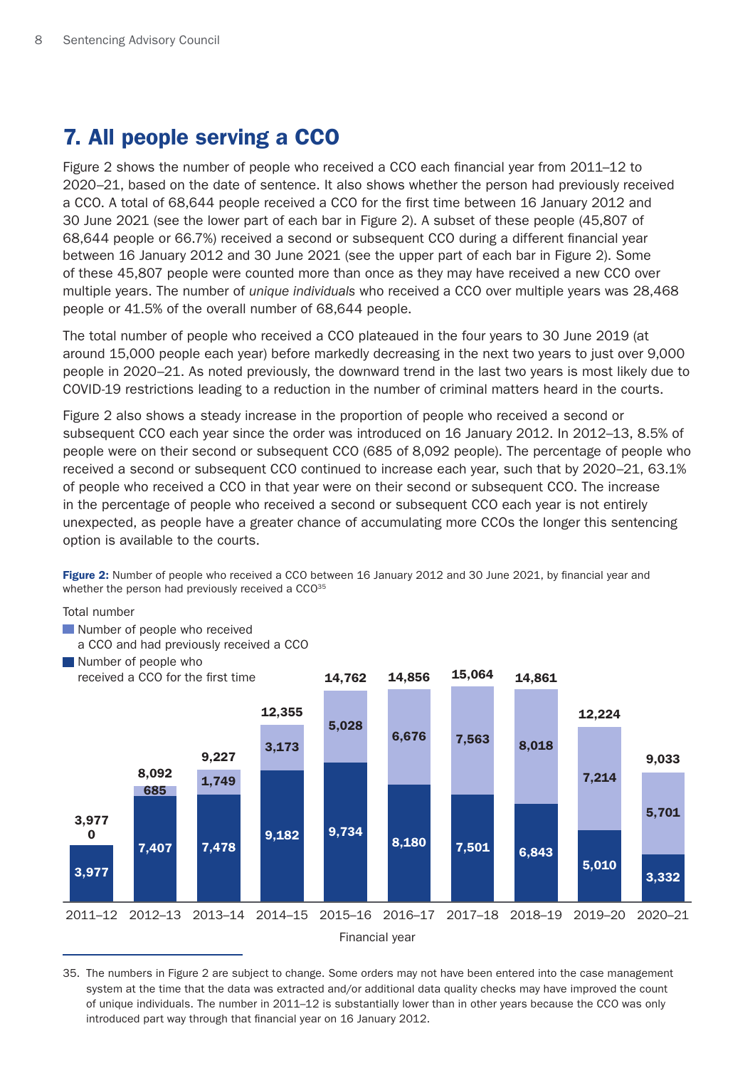## 7. All people serving a CCO

Figure 2 shows the number of people who received a CCO each financial year from 2011–12 to 2020–21, based on the date of sentence. It also shows whether the person had previously received a CCO. A total of 68,644 people received a CCO for the first time between 16 January 2012 and 30 June 2021 (see the lower part of each bar in Figure 2). A subset of these people (45,807 of 68,644 people or 66.7%) received a second or subsequent CCO during a different financial year between 16 January 2012 and 30 June 2021 (see the upper part of each bar in Figure 2). Some of these 45,807 people were counted more than once as they may have received a new CCO over multiple years. The number of *unique individuals* who received a CCO over multiple years was 28,468 people or 41.5% of the overall number of 68,644 people.

The total number of people who received a CCO plateaued in the four years to 30 June 2019 (at around 15,000 people each year) before markedly decreasing in the next two years to just over 9,000 people in 2020–21. As noted previously, the downward trend in the last two years is most likely due to COVID-19 restrictions leading to a reduction in the number of criminal matters heard in the courts.

Figure 2 also shows a steady increase in the proportion of people who received a second or subsequent CCO each year since the order was introduced on 16 January 2012. In 2012–13, 8.5% of people were on their second or subsequent CCO (685 of 8,092 people). The percentage of people who received a second or subsequent CCO continued to increase each year, such that by 2020–21, 63.1% of people who received a CCO in that year were on their second or subsequent CCO. The increase in the percentage of people who received a second or subsequent CCO each year is not entirely unexpected, as people have a greater chance of accumulating more CCOs the longer this sentencing option is available to the courts.

**Figure 2:** Number of people who received a CCO between 16 January 2012 and 30 June 2021, by financial year and whether the person had previously received a CCO[35]

| Financial year | Number of people who received a CCO for the first time | Number of people who received a CCO and had previously received a CCO | Total number |
|---|---|---|---|
| 2011–12 | 3,977 | 0 | 3,977 |
| 2012–13 | 7,407 | 685 | 8,092 |
| 2013–14 | 7,478 | 1,749 | 9,227 |
| 2014–15 | 9,182 | 3,173 | 12,355 |
| 2015–16 | 9,734 | 5,028 | 14,762 |
| 2016–17 | 8,180 | 6,676 | 14,856 |
| 2017–18 | 7,501 | 7,563 | 15,064 |
| 2018–19 | 6,843 | 8,018 | 14,861 |
| 2019–20 | 5,010 | 7,214 | 12,224 |
| 2020–21 | 3,332 | 5,701 | 9,033 |

35. The numbers in Figure 2 are subject to change. Some orders may not have been entered into the case management system at the time that the data was extracted and/or additional data quality checks may have improved the count of unique individuals. The number in 2011–12 is substantially lower than in other years because the CCO was only introduced part way through that financial year on 16 January 2012.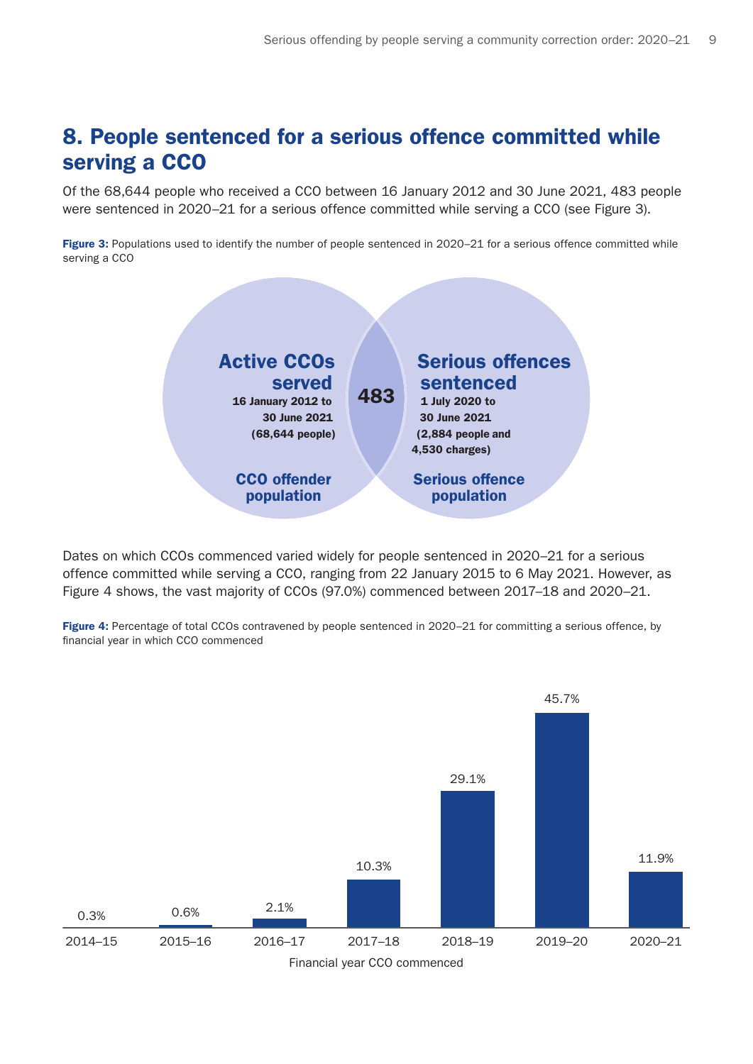## 8. People sentenced for a serious offence committed while serving a CCO

Of the 68,644 people who received a CCO between 16 January 2012 and 30 June 2021, 483 people were sentenced in 2020–21 for a serious offence committed while serving a CCO (see Figure 3).

**Figure 3:** Populations used to identify the number of people sentenced in 2020–21 for a serious offence committed while serving a CCO

**Active CCOs served**
16 January 2012 to 30 June 2021 (68,644 people)
**CCO offender population**

**483**

**Serious offences sentenced**
1 July 2020 to 30 June 2021 (2,884 people and 4,530 charges)
**Serious offence population**

Dates on which CCOs commenced varied widely for people sentenced in 2020–21 for a serious offence committed while serving a CCO, ranging from 22 January 2015 to 6 May 2021. However, as Figure 4 shows, the vast majority of CCOs (97.0%) commenced between 2017–18 and 2020–21.

**Figure 4:** Percentage of total CCOs contravened by people sentenced in 2020–21 for committing a serious offence, by financial year in which CCO commenced

| Financial year CCO commenced | Percentage |
|---|---|
| 2014–15 | 0.3% |
| 2015–16 | 0.6% |
| 2016–17 | 2.1% |
| 2017–18 | 10.3% |
| 2018–19 | 29.1% |
| 2019–20 | 45.7% |
| 2020–21 | 11.9% |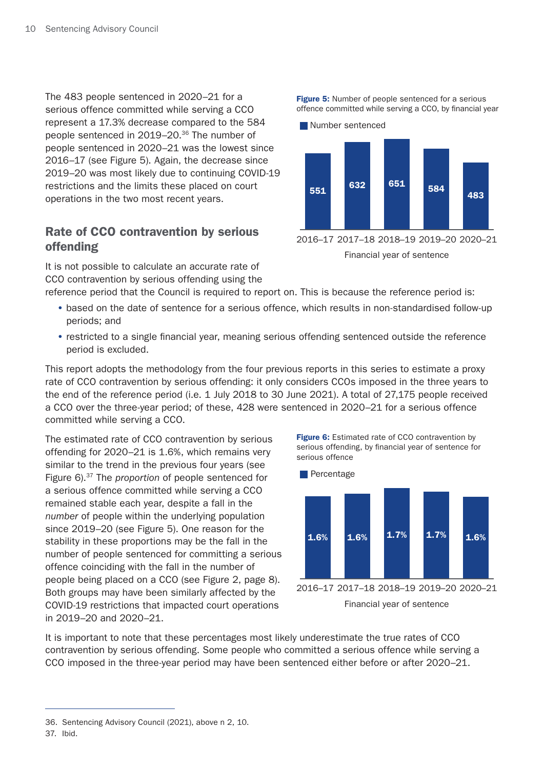The 483 people sentenced in 2020–21 for a serious offence committed while serving a CCO represent a 17.3% decrease compared to the 584 people sentenced in 2019–20.[36] The number of people sentenced in 2020–21 was the lowest since 2016–17 (see Figure 5). Again, the decrease since 2019–20 was most likely due to continuing COVID-19 restrictions and the limits these placed on court operations in the two most recent years.

**Figure 5:** Number of people sentenced for a serious offence committed while serving a CCO, by financial year

| Financial year of sentence | Number sentenced |
|---|---|
| 2016–17 | 551 |
| 2017–18 | 632 |
| 2018–19 | 651 |
| 2019–20 | 584 |
| 2020–21 | 483 |

## Rate of CCO contravention by serious offending

It is not possible to calculate an accurate rate of CCO contravention by serious offending using the reference period that the Council is required to report on. This is because the reference period is:

- based on the date of sentence for a serious offence, which results in non-standardised follow-up periods; and
- restricted to a single financial year, meaning serious offending sentenced outside the reference period is excluded.

This report adopts the methodology from the four previous reports in this series to estimate a proxy rate of CCO contravention by serious offending: it only considers CCOs imposed in the three years to the end of the reference period (i.e. 1 July 2018 to 30 June 2021). A total of 27,175 people received a CCO over the three-year period; of these, 428 were sentenced in 2020–21 for a serious offence committed while serving a CCO.

The estimated rate of CCO contravention by serious offending for 2020–21 is 1.6%, which remains very similar to the trend in the previous four years (see Figure 6).[37] The *proportion* of people sentenced for a serious offence committed while serving a CCO remained stable each year, despite a fall in the *number* of people within the underlying population since 2019–20 (see Figure 5). One reason for the stability in these proportions may be the fall in the number of people sentenced for committing a serious offence coinciding with the fall in the number of people being placed on a CCO (see Figure 2, page 8). Both groups may have been similarly affected by the COVID-19 restrictions that impacted court operations in 2019–20 and 2020–21.

**Figure 6:** Estimated rate of CCO contravention by serious offending, by financial year of sentence for serious offence

| Financial year of sentence | Percentage |
|---|---|
| 2016–17 | 1.6% |
| 2017–18 | 1.6% |
| 2018–19 | 1.7% |
| 2019–20 | 1.7% |
| 2020–21 | 1.6% |

It is important to note that these percentages most likely underestimate the true rates of CCO contravention by serious offending. Some people who committed a serious offence while serving a CCO imposed in the three-year period may have been sentenced either before or after 2020–21.

---

36. Sentencing Advisory Council (2021), above n 2, 10.
37. Ibid.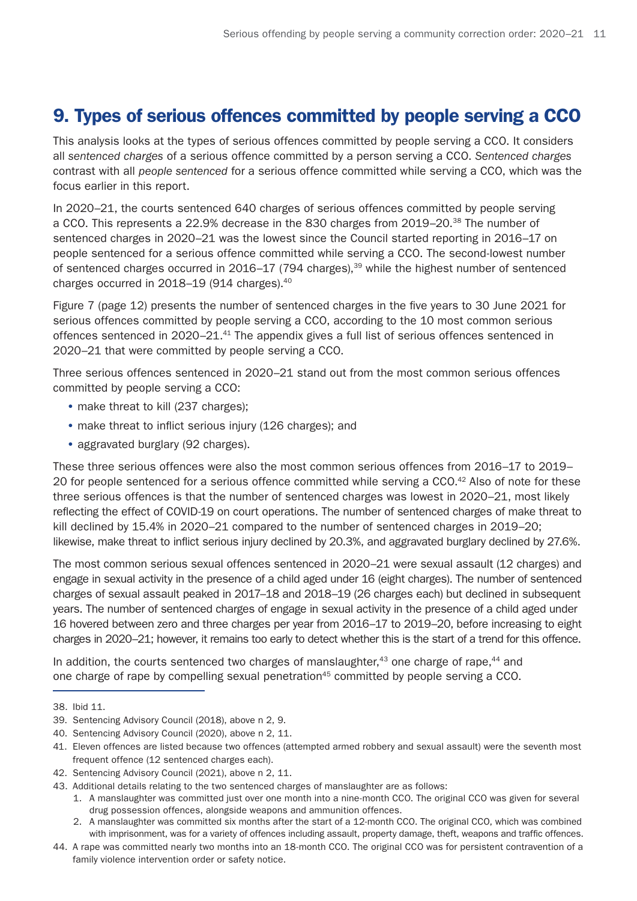## 9. Types of serious offences committed by people serving a CCO

This analysis looks at the types of serious offences committed by people serving a CCO. It considers all *sentenced charges* of a serious offence committed by a person serving a CCO. *Sentenced charges* contrast with all *people sentenced* for a serious offence committed while serving a CCO, which was the focus earlier in this report.

In 2020–21, the courts sentenced 640 charges of serious offences committed by people serving a CCO. This represents a 22.9% decrease in the 830 charges from 2019–20.[38] The number of sentenced charges in 2020–21 was the lowest since the Council started reporting in 2016–17 on people sentenced for a serious offence committed while serving a CCO. The second-lowest number of sentenced charges occurred in 2016–17 (794 charges),[39] while the highest number of sentenced charges occurred in 2018–19 (914 charges).[40]

Figure 7 (page 12) presents the number of sentenced charges in the five years to 30 June 2021 for serious offences committed by people serving a CCO, according to the 10 most common serious offences sentenced in 2020–21.[41] The appendix gives a full list of serious offences sentenced in 2020–21 that were committed by people serving a CCO.

Three serious offences sentenced in 2020–21 stand out from the most common serious offences committed by people serving a CCO:

- make threat to kill (237 charges);
- make threat to inflict serious injury (126 charges); and
- aggravated burglary (92 charges).

These three serious offences were also the most common serious offences from 2016–17 to 2019–20 for people sentenced for a serious offence committed while serving a CCO.[42] Also of note for these three serious offences is that the number of sentenced charges was lowest in 2020–21, most likely reflecting the effect of COVID-19 on court operations. The number of sentenced charges of make threat to kill declined by 15.4% in 2020–21 compared to the number of sentenced charges in 2019–20; likewise, make threat to inflict serious injury declined by 20.3%, and aggravated burglary declined by 27.6%.

The most common serious sexual offences sentenced in 2020–21 were sexual assault (12 charges) and engage in sexual activity in the presence of a child aged under 16 (eight charges). The number of sentenced charges of sexual assault peaked in 2017–18 and 2018–19 (26 charges each) but declined in subsequent years. The number of sentenced charges of engage in sexual activity in the presence of a child aged under 16 hovered between zero and three charges per year from 2016–17 to 2019–20, before increasing to eight charges in 2020–21; however, it remains too early to detect whether this is the start of a trend for this offence.

In addition, the courts sentenced two charges of manslaughter,[43] one charge of rape,[44] and one charge of rape by compelling sexual penetration[45] committed by people serving a CCO.

---

38. Ibid 11.
39. Sentencing Advisory Council (2018), above n 2, 9.
40. Sentencing Advisory Council (2020), above n 2, 11.
41. Eleven offences are listed because two offences (attempted armed robbery and sexual assault) were the seventh most frequent offence (12 sentenced charges each).
42. Sentencing Advisory Council (2021), above n 2, 11.
43. Additional details relating to the two sentenced charges of manslaughter are as follows:
    1. A manslaughter was committed just over one month into a nine-month CCO. The original CCO was given for several drug possession offences, alongside weapons and ammunition offences.
    2. A manslaughter was committed six months after the start of a 12-month CCO. The original CCO, which was combined with imprisonment, was for a variety of offences including assault, property damage, theft, weapons and traffic offences.
44. A rape was committed nearly two months into an 18-month CCO. The original CCO was for persistent contravention of a family violence intervention order or safety notice.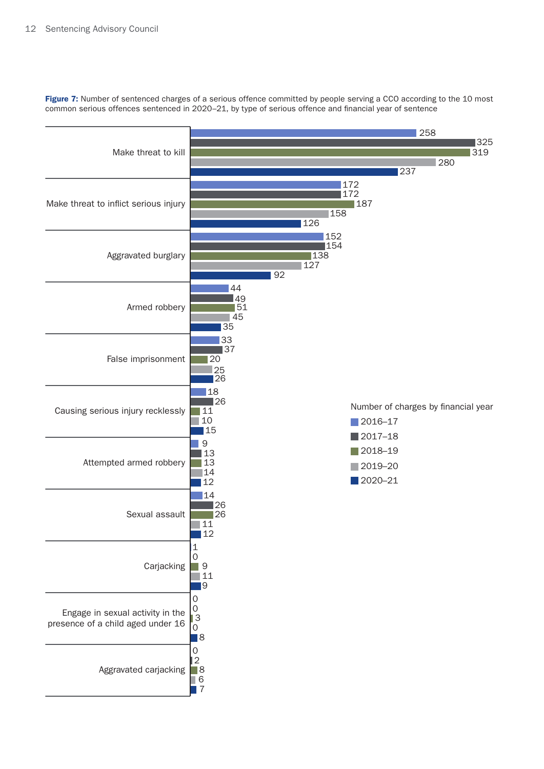**Figure 7:** Number of sentenced charges of a serious offence committed by people serving a CCO according to the 10 most common serious offences sentenced in 2020–21, by type of serious offence and financial year of sentence

| Serious offence | 2016–17 | 2017–18 | 2018–19 | 2019–20 | 2020–21 |
|---|---|---|---|---|---|
| Make threat to kill | 258 | 325 | 319 | 280 | 237 |
| Make threat to inflict serious injury | 172 | 172 | 187 | 158 | 126 |
| Aggravated burglary | 152 | 154 | 138 | 127 | 92 |
| Armed robbery | 44 | 49 | 51 | 45 | 35 |
| False imprisonment | 33 | 37 | 20 | 25 | 26 |
| Causing serious injury recklessly | 18 | 26 | 11 | 10 | 15 |
| Attempted armed robbery | 9 | 13 | 13 | 14 | 12 |
| Sexual assault | 14 | 26 | 26 | 11 | 12 |
| Carjacking | 1 | 0 | 9 | 11 | 9 |
| Engage in sexual activity in the presence of a child aged under 16 | 0 | 0 | 3 | 0 | 8 |
| Aggravated carjacking | 0 | 2 | 8 | 6 | 7 |

Number of charges by financial year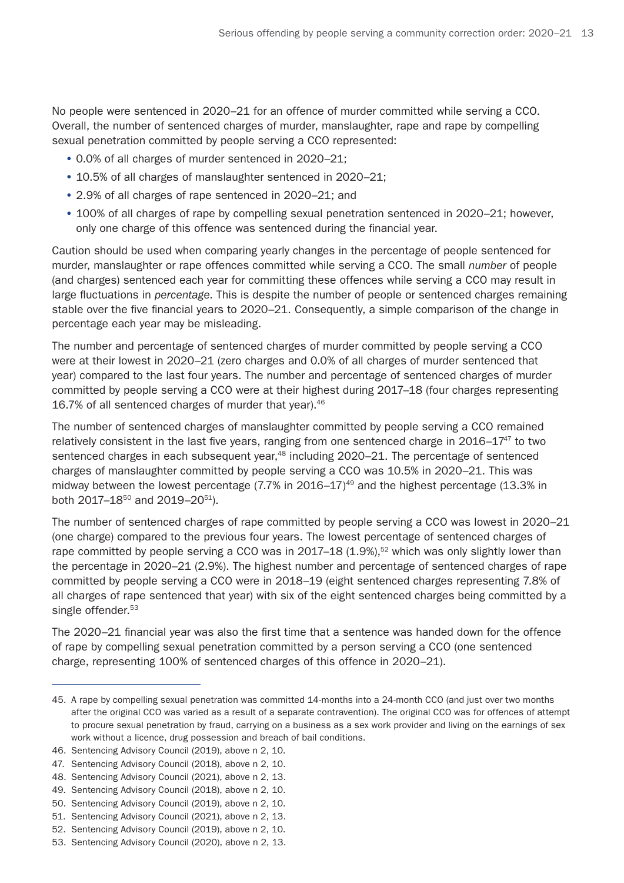No people were sentenced in 2020–21 for an offence of murder committed while serving a CCO. Overall, the number of sentenced charges of murder, manslaughter, rape and rape by compelling sexual penetration committed by people serving a CCO represented:

- 0.0% of all charges of murder sentenced in 2020–21;
- 10.5% of all charges of manslaughter sentenced in 2020–21;
- 2.9% of all charges of rape sentenced in 2020–21; and
- 100% of all charges of rape by compelling sexual penetration sentenced in 2020–21; however, only one charge of this offence was sentenced during the financial year.

Caution should be used when comparing yearly changes in the percentage of people sentenced for murder, manslaughter or rape offences committed while serving a CCO. The small *number* of people (and charges) sentenced each year for committing these offences while serving a CCO may result in large fluctuations in *percentage*. This is despite the number of people or sentenced charges remaining stable over the five financial years to 2020–21. Consequently, a simple comparison of the change in percentage each year may be misleading.

The number and percentage of sentenced charges of murder committed by people serving a CCO were at their lowest in 2020–21 (zero charges and 0.0% of all charges of murder sentenced that year) compared to the last four years. The number and percentage of sentenced charges of murder committed by people serving a CCO were at their highest during 2017–18 (four charges representing 16.7% of all sentenced charges of murder that year).[46]

The number of sentenced charges of manslaughter committed by people serving a CCO remained relatively consistent in the last five years, ranging from one sentenced charge in 2016–17[47] to two sentenced charges in each subsequent year,[48] including 2020–21. The percentage of sentenced charges of manslaughter committed by people serving a CCO was 10.5% in 2020–21. This was midway between the lowest percentage (7.7% in 2016–17)[49] and the highest percentage (13.3% in both 2017–18[50] and 2019–20[51]).

The number of sentenced charges of rape committed by people serving a CCO was lowest in 2020–21 (one charge) compared to the previous four years. The lowest percentage of sentenced charges of rape committed by people serving a CCO was in 2017–18 (1.9%),[52] which was only slightly lower than the percentage in 2020–21 (2.9%). The highest number and percentage of sentenced charges of rape committed by people serving a CCO were in 2018–19 (eight sentenced charges representing 7.8% of all charges of rape sentenced that year) with six of the eight sentenced charges being committed by a single offender.[53]

The 2020–21 financial year was also the first time that a sentence was handed down for the offence of rape by compelling sexual penetration committed by a person serving a CCO (one sentenced charge, representing 100% of sentenced charges of this offence in 2020–21).

---

45. A rape by compelling sexual penetration was committed 14-months into a 24-month CCO (and just over two months after the original CCO was varied as a result of a separate contravention). The original CCO was for offences of attempt to procure sexual penetration by fraud, carrying on a business as a sex work provider and living on the earnings of sex work without a licence, drug possession and breach of bail conditions.
46. Sentencing Advisory Council (2019), above n 2, 10.
47. Sentencing Advisory Council (2018), above n 2, 10.
48. Sentencing Advisory Council (2021), above n 2, 13.
49. Sentencing Advisory Council (2018), above n 2, 10.
50. Sentencing Advisory Council (2019), above n 2, 10.
51. Sentencing Advisory Council (2021), above n 2, 13.
52. Sentencing Advisory Council (2019), above n 2, 10.
53. Sentencing Advisory Council (2020), above n 2, 13.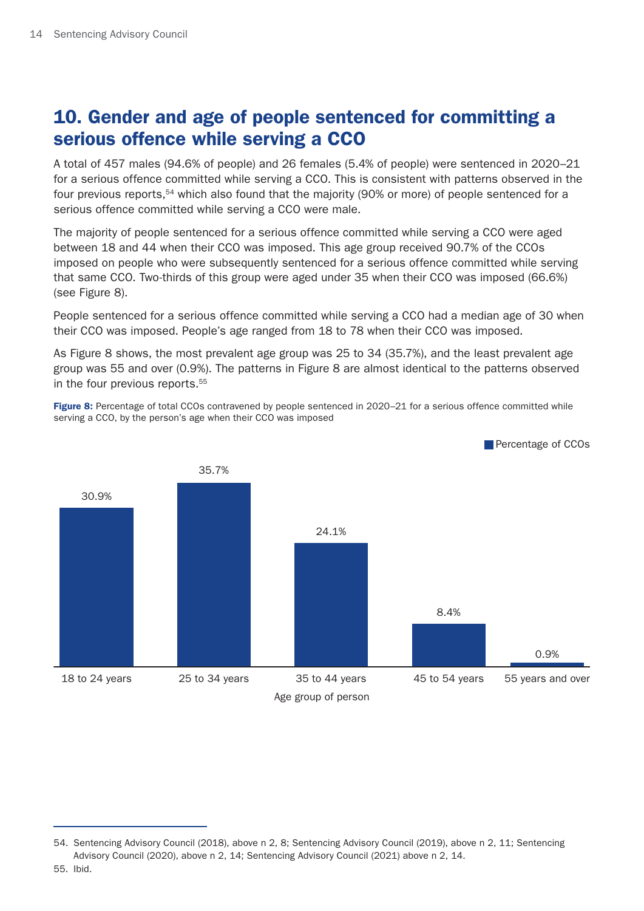## 10. Gender and age of people sentenced for committing a serious offence while serving a CCO

A total of 457 males (94.6% of people) and 26 females (5.4% of people) were sentenced in 2020–21 for a serious offence committed while serving a CCO. This is consistent with patterns observed in the four previous reports,[54] which also found that the majority (90% or more) of people sentenced for a serious offence committed while serving a CCO were male.

The majority of people sentenced for a serious offence committed while serving a CCO were aged between 18 and 44 when their CCO was imposed. This age group received 90.7% of the CCOs imposed on people who were subsequently sentenced for a serious offence committed while serving that same CCO. Two-thirds of this group were aged under 35 when their CCO was imposed (66.6%) (see Figure 8).

People sentenced for a serious offence committed while serving a CCO had a median age of 30 when their CCO was imposed. People's age ranged from 18 to 78 when their CCO was imposed.

As Figure 8 shows, the most prevalent age group was 25 to 34 (35.7%), and the least prevalent age group was 55 and over (0.9%). The patterns in Figure 8 are almost identical to the patterns observed in the four previous reports.[55]

**Figure 8:** Percentage of total CCOs contravened by people sentenced in 2020–21 for a serious offence committed while serving a CCO, by the person's age when their CCO was imposed

| Age group of person | Percentage of CCOs |
|---|---|
| 18 to 24 years | 30.9% |
| 25 to 34 years | 35.7% |
| 35 to 44 years | 24.1% |
| 45 to 54 years | 8.4% |
| 55 years and over | 0.9% |

54. Sentencing Advisory Council (2018), above n 2, 8; Sentencing Advisory Council (2019), above n 2, 11; Sentencing Advisory Council (2020), above n 2, 14; Sentencing Advisory Council (2021) above n 2, 14.

55. Ibid.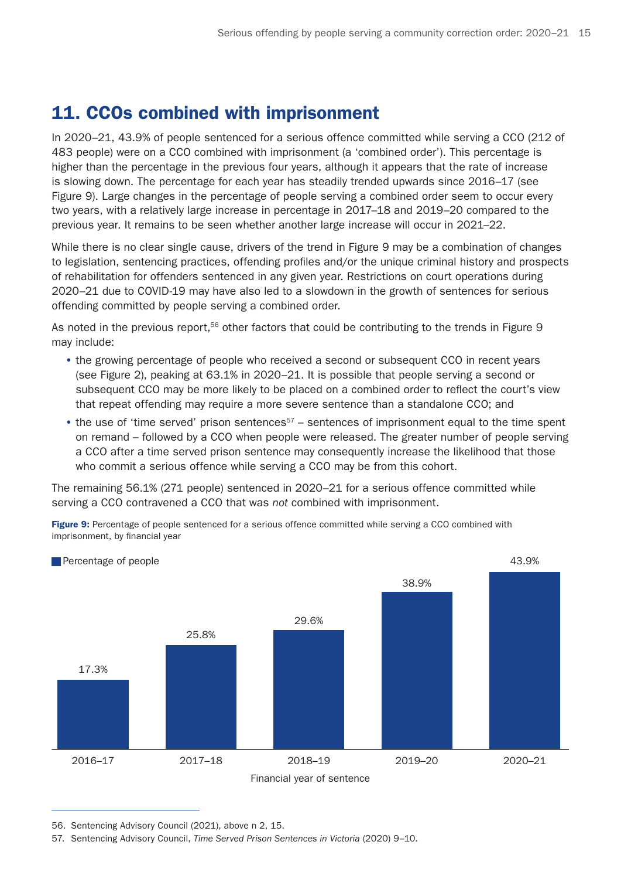## 11. CCOs combined with imprisonment

In 2020–21, 43.9% of people sentenced for a serious offence committed while serving a CCO (212 of 483 people) were on a CCO combined with imprisonment (a 'combined order'). This percentage is higher than the percentage in the previous four years, although it appears that the rate of increase is slowing down. The percentage for each year has steadily trended upwards since 2016–17 (see Figure 9). Large changes in the percentage of people serving a combined order seem to occur every two years, with a relatively large increase in percentage in 2017–18 and 2019–20 compared to the previous year. It remains to be seen whether another large increase will occur in 2021–22.

While there is no clear single cause, drivers of the trend in Figure 9 may be a combination of changes to legislation, sentencing practices, offending profiles and/or the unique criminal history and prospects of rehabilitation for offenders sentenced in any given year. Restrictions on court operations during 2020–21 due to COVID-19 may have also led to a slowdown in the growth of sentences for serious offending committed by people serving a combined order.

As noted in the previous report,[56] other factors that could be contributing to the trends in Figure 9 may include:

- the growing percentage of people who received a second or subsequent CCO in recent years (see Figure 2), peaking at 63.1% in 2020–21. It is possible that people serving a second or subsequent CCO may be more likely to be placed on a combined order to reflect the court's view that repeat offending may require a more severe sentence than a standalone CCO; and
- the use of 'time served' prison sentences[57] – sentences of imprisonment equal to the time spent on remand – followed by a CCO when people were released. The greater number of people serving a CCO after a time served prison sentence may consequently increase the likelihood that those who commit a serious offence while serving a CCO may be from this cohort.

The remaining 56.1% (271 people) sentenced in 2020–21 for a serious offence committed while serving a CCO contravened a CCO that was *not* combined with imprisonment.

**Figure 9:** Percentage of people sentenced for a serious offence committed while serving a CCO combined with imprisonment, by financial year

| Financial year of sentence | Percentage of people |
|---|---|
| 2016–17 | 17.3% |
| 2017–18 | 25.8% |
| 2018–19 | 29.6% |
| 2019–20 | 38.9% |
| 2020–21 | 43.9% |

56. Sentencing Advisory Council (2021), above n 2, 15.
57. Sentencing Advisory Council, *Time Served Prison Sentences in Victoria* (2020) 9–10.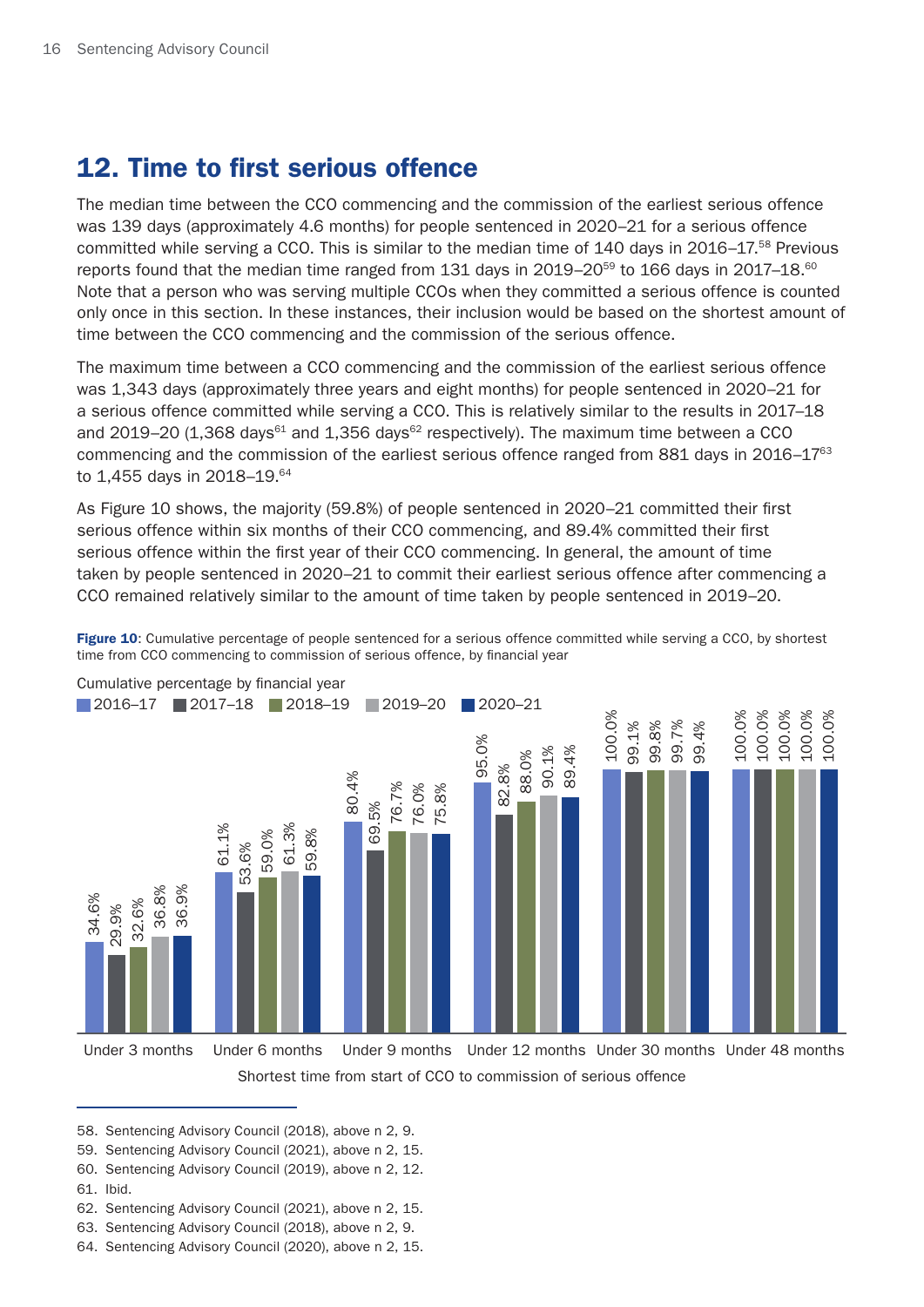## 12. Time to first serious offence

The median time between the CCO commencing and the commission of the earliest serious offence was 139 days (approximately 4.6 months) for people sentenced in 2020–21 for a serious offence committed while serving a CCO. This is similar to the median time of 140 days in 2016–17.[58] Previous reports found that the median time ranged from 131 days in 2019–20[59] to 166 days in 2017–18.[60] Note that a person who was serving multiple CCOs when they committed a serious offence is counted only once in this section. In these instances, their inclusion would be based on the shortest amount of time between the CCO commencing and the commission of the serious offence.

The maximum time between a CCO commencing and the commission of the earliest serious offence was 1,343 days (approximately three years and eight months) for people sentenced in 2020–21 for a serious offence committed while serving a CCO. This is relatively similar to the results in 2017–18 and 2019–20 (1,368 days[61] and 1,356 days[62] respectively). The maximum time between a CCO commencing and the commission of the earliest serious offence ranged from 881 days in 2016–17[63] to 1,455 days in 2018–19.[64]

As Figure 10 shows, the majority (59.8%) of people sentenced in 2020–21 committed their first serious offence within six months of their CCO commencing, and 89.4% committed their first serious offence within the first year of their CCO commencing. In general, the amount of time taken by people sentenced in 2020–21 to commit their earliest serious offence after commencing a CCO remained relatively similar to the amount of time taken by people sentenced in 2019–20.

**Figure 10**: Cumulative percentage of people sentenced for a serious offence committed while serving a CCO, by shortest time from CCO commencing to commission of serious offence, by financial year

| Shortest time from start of CCO to commission of serious offence | 2016–17 | 2017–18 | 2018–19 | 2019–20 | 2020–21 |
|---|---|---|---|---|---|
| Under 3 months | 34.6% | 29.9% | 32.6% | 36.8% | 36.9% |
| Under 6 months | 61.1% | 53.6% | 59.0% | 61.3% | 59.8% |
| Under 9 months | 80.4% | 69.5% | 76.7% | 76.0% | 75.8% |
| Under 12 months | 95.0% | 82.8% | 88.0% | 90.1% | 89.4% |
| Under 30 months | 100.0% | 99.1% | 99.8% | 99.7% | 99.4% |
| Under 48 months | 100.0% | 100.0% | 100.0% | 100.0% | 100.0% |

58. Sentencing Advisory Council (2018), above n 2, 9.
59. Sentencing Advisory Council (2021), above n 2, 15.
60. Sentencing Advisory Council (2019), above n 2, 12.
61. Ibid.
62. Sentencing Advisory Council (2021), above n 2, 15.
63. Sentencing Advisory Council (2018), above n 2, 9.
64. Sentencing Advisory Council (2020), above n 2, 15.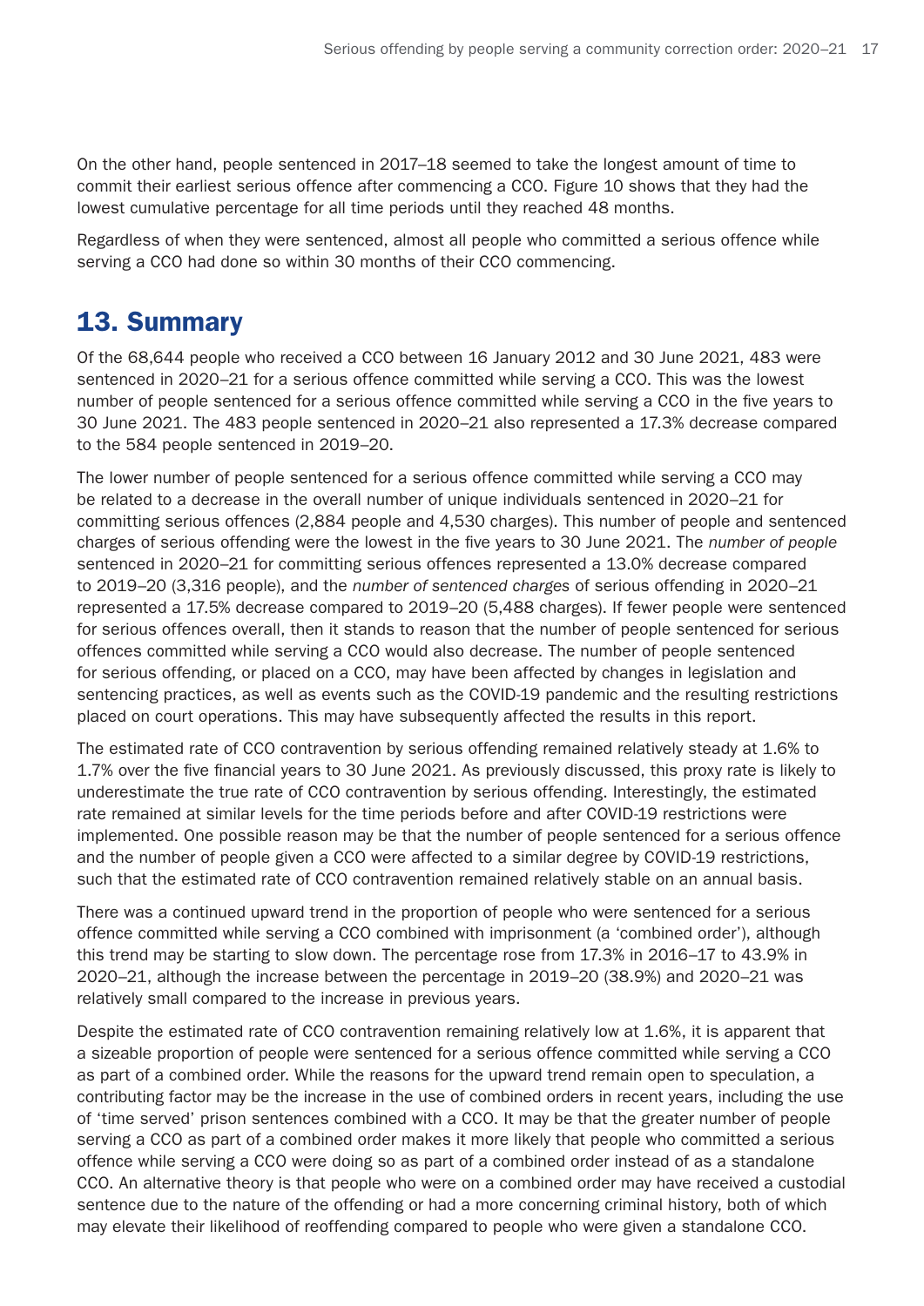On the other hand, people sentenced in 2017–18 seemed to take the longest amount of time to commit their earliest serious offence after commencing a CCO. Figure 10 shows that they had the lowest cumulative percentage for all time periods until they reached 48 months.

Regardless of when they were sentenced, almost all people who committed a serious offence while serving a CCO had done so within 30 months of their CCO commencing.

## 13. Summary

Of the 68,644 people who received a CCO between 16 January 2012 and 30 June 2021, 483 were sentenced in 2020–21 for a serious offence committed while serving a CCO. This was the lowest number of people sentenced for a serious offence committed while serving a CCO in the five years to 30 June 2021. The 483 people sentenced in 2020–21 also represented a 17.3% decrease compared to the 584 people sentenced in 2019–20.

The lower number of people sentenced for a serious offence committed while serving a CCO may be related to a decrease in the overall number of unique individuals sentenced in 2020–21 for committing serious offences (2,884 people and 4,530 charges). This number of people and sentenced charges of serious offending were the lowest in the five years to 30 June 2021. The *number of people* sentenced in 2020–21 for committing serious offences represented a 13.0% decrease compared to 2019–20 (3,316 people), and the *number of sentenced charges* of serious offending in 2020–21 represented a 17.5% decrease compared to 2019–20 (5,488 charges). If fewer people were sentenced for serious offences overall, then it stands to reason that the number of people sentenced for serious offences committed while serving a CCO would also decrease. The number of people sentenced for serious offending, or placed on a CCO, may have been affected by changes in legislation and sentencing practices, as well as events such as the COVID-19 pandemic and the resulting restrictions placed on court operations. This may have subsequently affected the results in this report.

The estimated rate of CCO contravention by serious offending remained relatively steady at 1.6% to 1.7% over the five financial years to 30 June 2021. As previously discussed, this proxy rate is likely to underestimate the true rate of CCO contravention by serious offending. Interestingly, the estimated rate remained at similar levels for the time periods before and after COVID-19 restrictions were implemented. One possible reason may be that the number of people sentenced for a serious offence and the number of people given a CCO were affected to a similar degree by COVID-19 restrictions, such that the estimated rate of CCO contravention remained relatively stable on an annual basis.

There was a continued upward trend in the proportion of people who were sentenced for a serious offence committed while serving a CCO combined with imprisonment (a 'combined order'), although this trend may be starting to slow down. The percentage rose from 17.3% in 2016–17 to 43.9% in 2020–21, although the increase between the percentage in 2019–20 (38.9%) and 2020–21 was relatively small compared to the increase in previous years.

Despite the estimated rate of CCO contravention remaining relatively low at 1.6%, it is apparent that a sizeable proportion of people were sentenced for a serious offence committed while serving a CCO as part of a combined order. While the reasons for the upward trend remain open to speculation, a contributing factor may be the increase in the use of combined orders in recent years, including the use of 'time served' prison sentences combined with a CCO. It may be that the greater number of people serving a CCO as part of a combined order makes it more likely that people who committed a serious offence while serving a CCO were doing so as part of a combined order instead of as a standalone CCO. An alternative theory is that people who were on a combined order may have received a custodial sentence due to the nature of the offending or had a more concerning criminal history, both of which may elevate their likelihood of reoffending compared to people who were given a standalone CCO.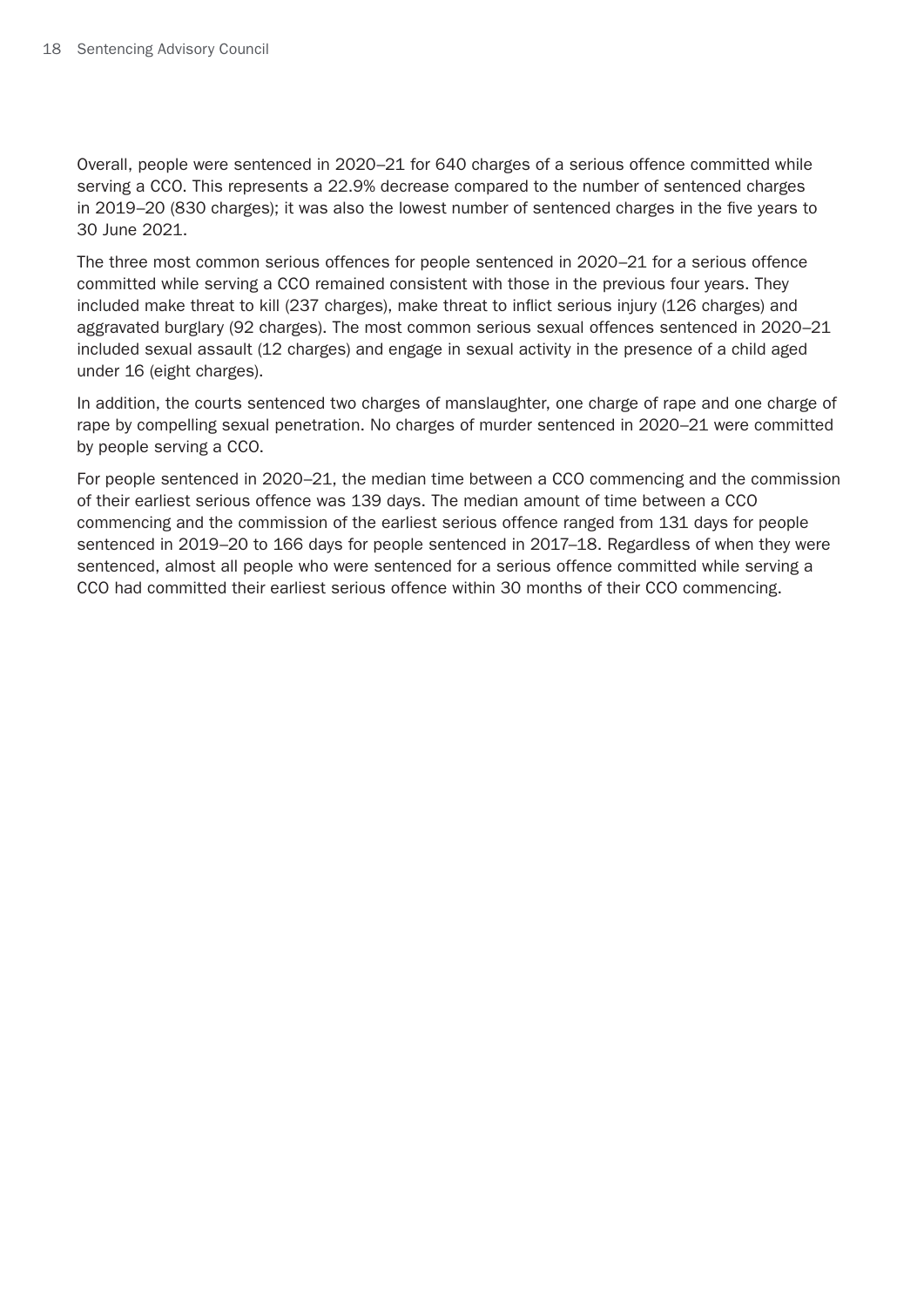Overall, people were sentenced in 2020–21 for 640 charges of a serious offence committed while serving a CCO. This represents a 22.9% decrease compared to the number of sentenced charges in 2019–20 (830 charges); it was also the lowest number of sentenced charges in the five years to 30 June 2021.

The three most common serious offences for people sentenced in 2020–21 for a serious offence committed while serving a CCO remained consistent with those in the previous four years. They included make threat to kill (237 charges), make threat to inflict serious injury (126 charges) and aggravated burglary (92 charges). The most common serious sexual offences sentenced in 2020–21 included sexual assault (12 charges) and engage in sexual activity in the presence of a child aged under 16 (eight charges).

In addition, the courts sentenced two charges of manslaughter, one charge of rape and one charge of rape by compelling sexual penetration. No charges of murder sentenced in 2020–21 were committed by people serving a CCO.

For people sentenced in 2020–21, the median time between a CCO commencing and the commission of their earliest serious offence was 139 days. The median amount of time between a CCO commencing and the commission of the earliest serious offence ranged from 131 days for people sentenced in 2019–20 to 166 days for people sentenced in 2017–18. Regardless of when they were sentenced, almost all people who were sentenced for a serious offence committed while serving a CCO had committed their earliest serious offence within 30 months of their CCO commencing.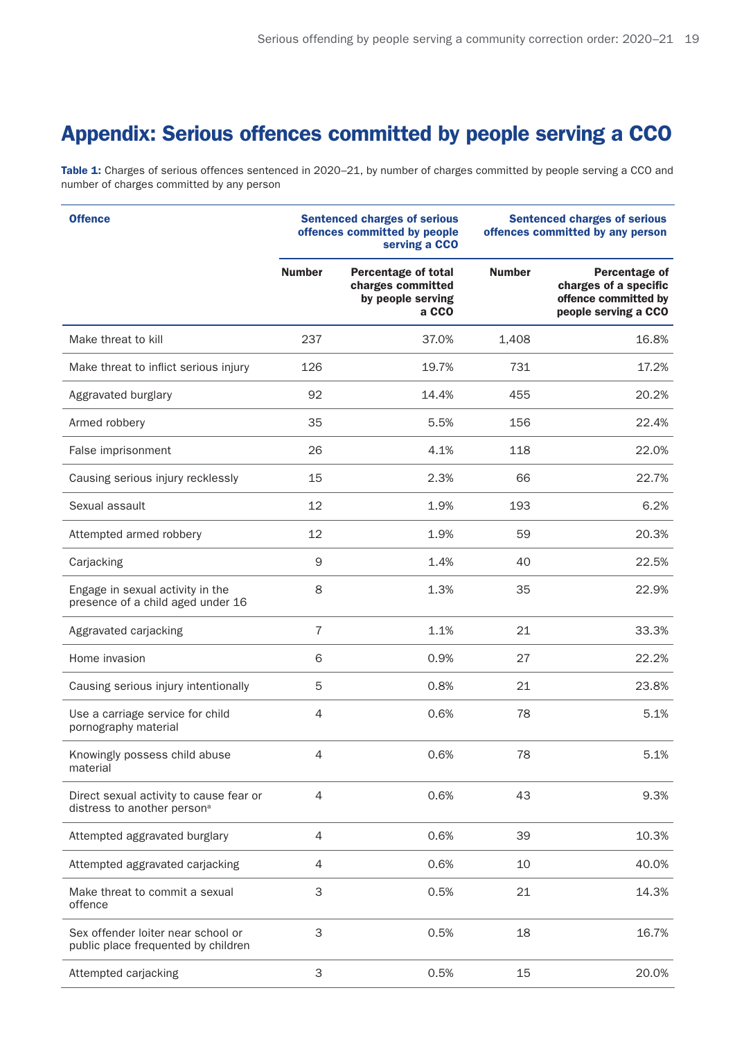## Appendix: Serious offences committed by people serving a CCO

**Table 1:** Charges of serious offences sentenced in 2020–21, by number of charges committed by people serving a CCO and number of charges committed by any person

| Offence | Sentenced charges of serious offences committed by people serving a CCO | | Sentenced charges of serious offences committed by any person | |
|---|---|---|---|---|
| | Number | Percentage of total charges committed by people serving a CCO | Number | Percentage of charges of a specific offence committed by people serving a CCO |
| Make threat to kill | 237 | 37.0% | 1,408 | 16.8% |
| Make threat to inflict serious injury | 126 | 19.7% | 731 | 17.2% |
| Aggravated burglary | 92 | 14.4% | 455 | 20.2% |
| Armed robbery | 35 | 5.5% | 156 | 22.4% |
| False imprisonment | 26 | 4.1% | 118 | 22.0% |
| Causing serious injury recklessly | 15 | 2.3% | 66 | 22.7% |
| Sexual assault | 12 | 1.9% | 193 | 6.2% |
| Attempted armed robbery | 12 | 1.9% | 59 | 20.3% |
| Carjacking | 9 | 1.4% | 40 | 22.5% |
| Engage in sexual activity in the presence of a child aged under 16 | 8 | 1.3% | 35 | 22.9% |
| Aggravated carjacking | 7 | 1.1% | 21 | 33.3% |
| Home invasion | 6 | 0.9% | 27 | 22.2% |
| Causing serious injury intentionally | 5 | 0.8% | 21 | 23.8% |
| Use a carriage service for child pornography material | 4 | 0.6% | 78 | 5.1% |
| Knowingly possess child abuse material | 4 | 0.6% | 78 | 5.1% |
| Direct sexual activity to cause fear or distress to another person[a] | 4 | 0.6% | 43 | 9.3% |
| Attempted aggravated burglary | 4 | 0.6% | 39 | 10.3% |
| Attempted aggravated carjacking | 4 | 0.6% | 10 | 40.0% |
| Make threat to commit a sexual offence | 3 | 0.5% | 21 | 14.3% |
| Sex offender loiter near school or public place frequented by children | 3 | 0.5% | 18 | 16.7% |
| Attempted carjacking | 3 | 0.5% | 15 | 20.0% |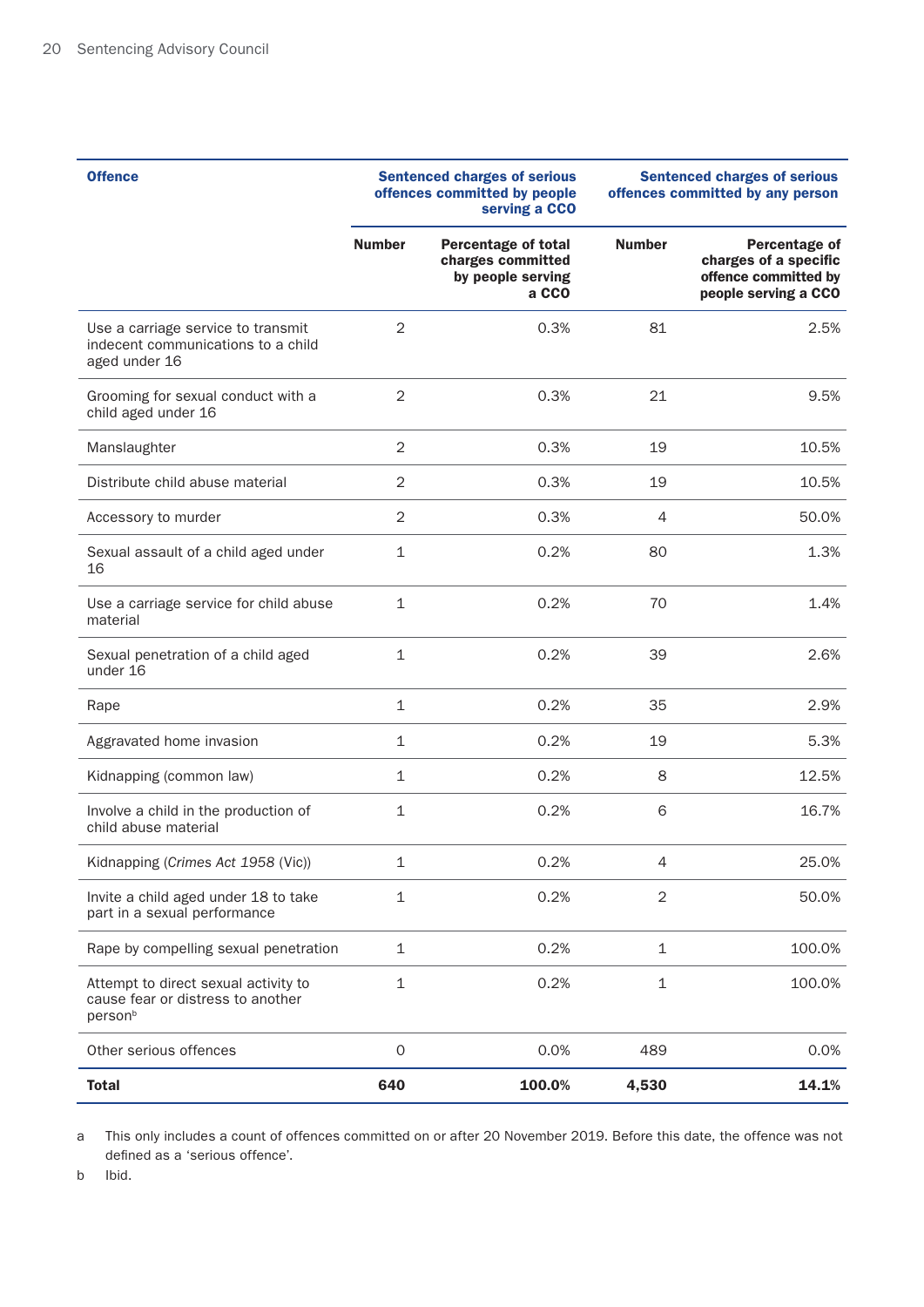| Offence | Sentenced charges of serious offences committed by people serving a CCO | | Sentenced charges of serious offences committed by any person | |
|---|---|---|---|---|
| | Number | Percentage of total charges committed by people serving a CCO | Number | Percentage of charges of a specific offence committed by people serving a CCO |
| Use a carriage service to transmit indecent communications to a child aged under 16 | 2 | 0.3% | 81 | 2.5% |
| Grooming for sexual conduct with a child aged under 16 | 2 | 0.3% | 21 | 9.5% |
| Manslaughter | 2 | 0.3% | 19 | 10.5% |
| Distribute child abuse material | 2 | 0.3% | 19 | 10.5% |
| Accessory to murder | 2 | 0.3% | 4 | 50.0% |
| Sexual assault of a child aged under 16 | 1 | 0.2% | 80 | 1.3% |
| Use a carriage service for child abuse material | 1 | 0.2% | 70 | 1.4% |
| Sexual penetration of a child aged under 16 | 1 | 0.2% | 39 | 2.6% |
| Rape | 1 | 0.2% | 35 | 2.9% |
| Aggravated home invasion | 1 | 0.2% | 19 | 5.3% |
| Kidnapping (common law) | 1 | 0.2% | 8 | 12.5% |
| Involve a child in the production of child abuse material | 1 | 0.2% | 6 | 16.7% |
| Kidnapping (*Crimes Act 1958* (Vic)) | 1 | 0.2% | 4 | 25.0% |
| Invite a child aged under 18 to take part in a sexual performance | 1 | 0.2% | 2 | 50.0% |
| Rape by compelling sexual penetration | 1 | 0.2% | 1 | 100.0% |
| Attempt to direct sexual activity to cause fear or distress to another person[b] | 1 | 0.2% | 1 | 100.0% |
| Other serious offences | 0 | 0.0% | 489 | 0.0% |
| **Total** | **640** | **100.0%** | **4,530** | **14.1%** |

a This only includes a count of offences committed on or after 20 November 2019. Before this date, the offence was not defined as a 'serious offence'.

b Ibid.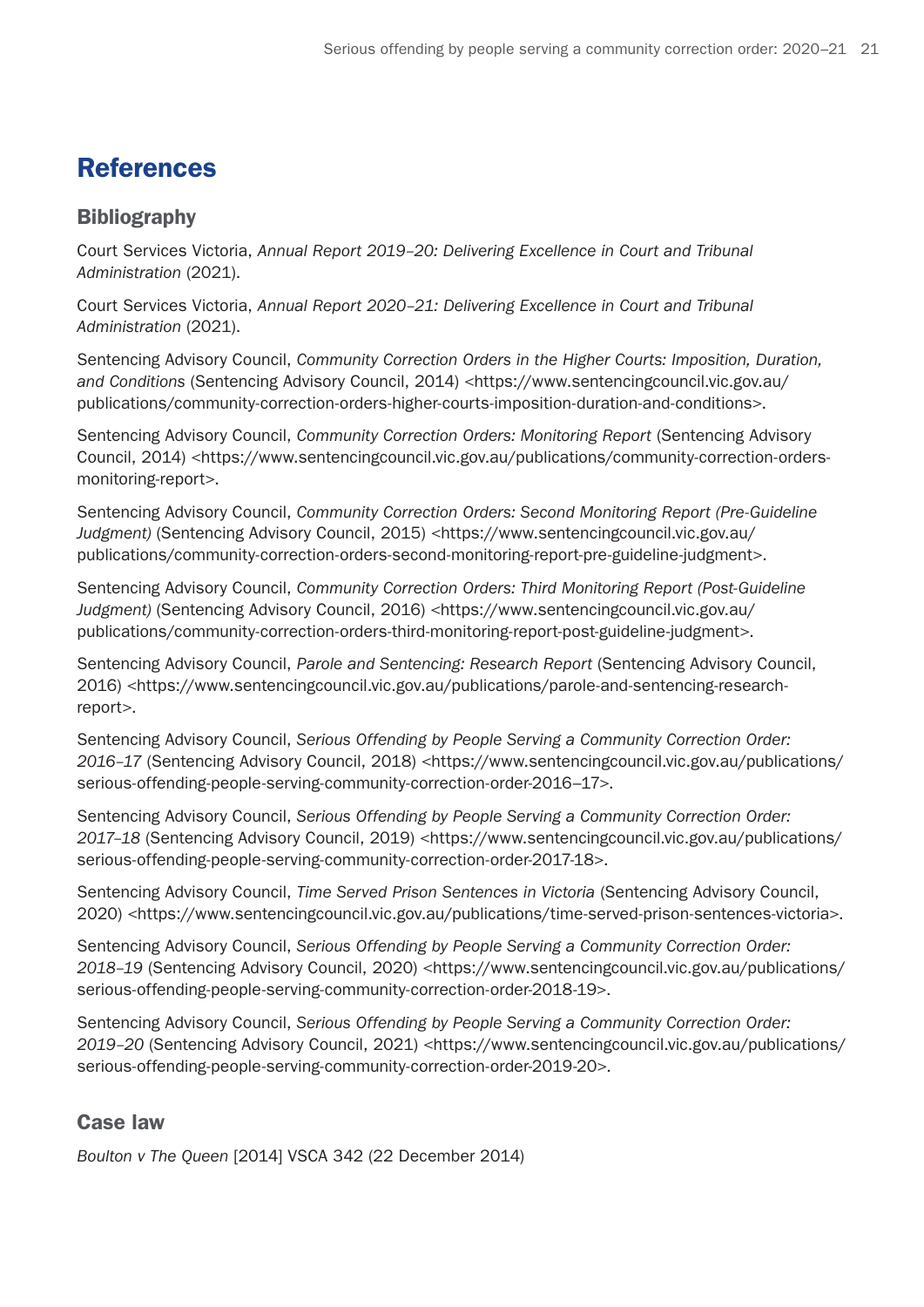# References

## Bibliography

Court Services Victoria, *Annual Report 2019–20: Delivering Excellence in Court and Tribunal Administration* (2021).

Court Services Victoria, *Annual Report 2020–21: Delivering Excellence in Court and Tribunal Administration* (2021).

Sentencing Advisory Council, *Community Correction Orders in the Higher Courts: Imposition, Duration, and Conditions* (Sentencing Advisory Council, 2014) <https://www.sentencingcouncil.vic.gov.au/publications/community-correction-orders-higher-courts-imposition-duration-and-conditions>.

Sentencing Advisory Council, *Community Correction Orders: Monitoring Report* (Sentencing Advisory Council, 2014) <https://www.sentencingcouncil.vic.gov.au/publications/community-correction-orders-monitoring-report>.

Sentencing Advisory Council, *Community Correction Orders: Second Monitoring Report (Pre-Guideline Judgment)* (Sentencing Advisory Council, 2015) <https://www.sentencingcouncil.vic.gov.au/publications/community-correction-orders-second-monitoring-report-pre-guideline-judgment>.

Sentencing Advisory Council, *Community Correction Orders: Third Monitoring Report (Post-Guideline Judgment)* (Sentencing Advisory Council, 2016) <https://www.sentencingcouncil.vic.gov.au/publications/community-correction-orders-third-monitoring-report-post-guideline-judgment>.

Sentencing Advisory Council, *Parole and Sentencing: Research Report* (Sentencing Advisory Council, 2016) <https://www.sentencingcouncil.vic.gov.au/publications/parole-and-sentencing-research-report>.

Sentencing Advisory Council, *Serious Offending by People Serving a Community Correction Order: 2016–17* (Sentencing Advisory Council, 2018) <https://www.sentencingcouncil.vic.gov.au/publications/serious-offending-people-serving-community-correction-order-2016–17>.

Sentencing Advisory Council, *Serious Offending by People Serving a Community Correction Order: 2017–18* (Sentencing Advisory Council, 2019) <https://www.sentencingcouncil.vic.gov.au/publications/serious-offending-people-serving-community-correction-order-2017-18>.

Sentencing Advisory Council, *Time Served Prison Sentences in Victoria* (Sentencing Advisory Council, 2020) <https://www.sentencingcouncil.vic.gov.au/publications/time-served-prison-sentences-victoria>.

Sentencing Advisory Council, *Serious Offending by People Serving a Community Correction Order: 2018–19* (Sentencing Advisory Council, 2020) <https://www.sentencingcouncil.vic.gov.au/publications/serious-offending-people-serving-community-correction-order-2018-19>.

Sentencing Advisory Council, *Serious Offending by People Serving a Community Correction Order: 2019–20* (Sentencing Advisory Council, 2021) <https://www.sentencingcouncil.vic.gov.au/publications/serious-offending-people-serving-community-correction-order-2019-20>.

## Case law

*Boulton v The Queen* [2014] VSCA 342 (22 December 2014)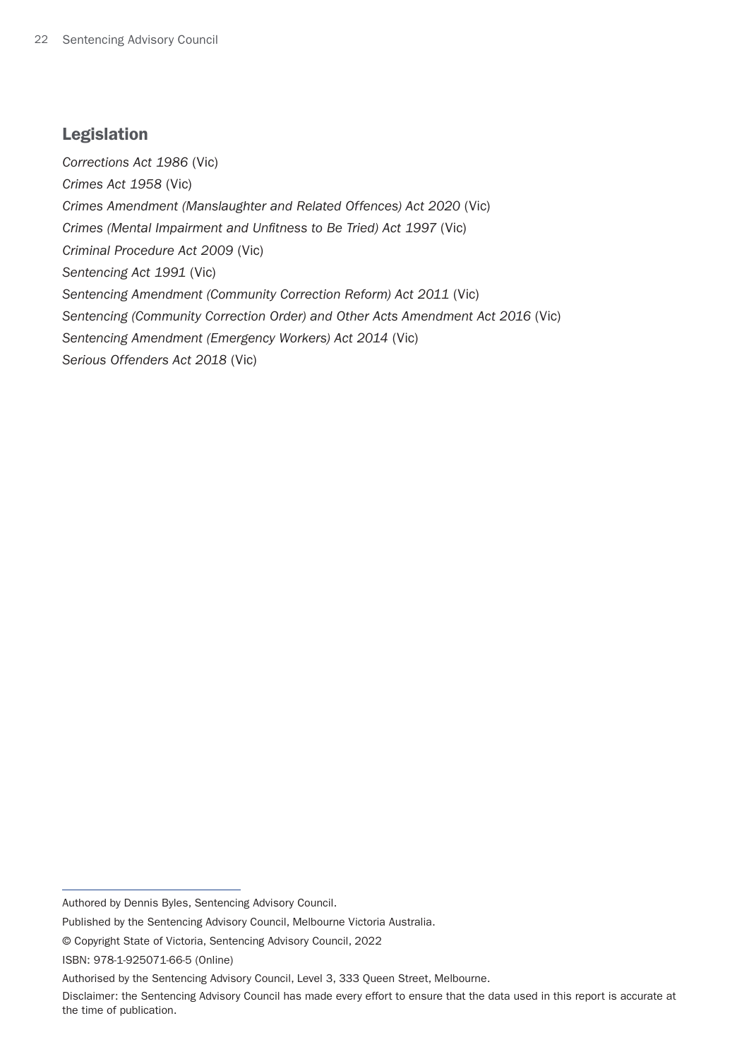## Legislation

*Corrections Act 1986* (Vic)

*Crimes Act 1958* (Vic)

*Crimes Amendment (Manslaughter and Related Offences) Act 2020* (Vic)

*Crimes (Mental Impairment and Unfitness to Be Tried) Act 1997* (Vic)

*Criminal Procedure Act 2009* (Vic)

*Sentencing Act 1991* (Vic)

*Sentencing Amendment (Community Correction Reform) Act 2011* (Vic)

*Sentencing (Community Correction Order) and Other Acts Amendment Act 2016* (Vic)

*Sentencing Amendment (Emergency Workers) Act 2014* (Vic)

*Serious Offenders Act 2018* (Vic)

---

Authored by Dennis Byles, Sentencing Advisory Council.

Published by the Sentencing Advisory Council, Melbourne Victoria Australia.

© Copyright State of Victoria, Sentencing Advisory Council, 2022

ISBN: 978-1-925071-66-5 (Online)

Authorised by the Sentencing Advisory Council, Level 3, 333 Queen Street, Melbourne.

Disclaimer: the Sentencing Advisory Council has made every effort to ensure that the data used in this report is accurate at the time of publication.